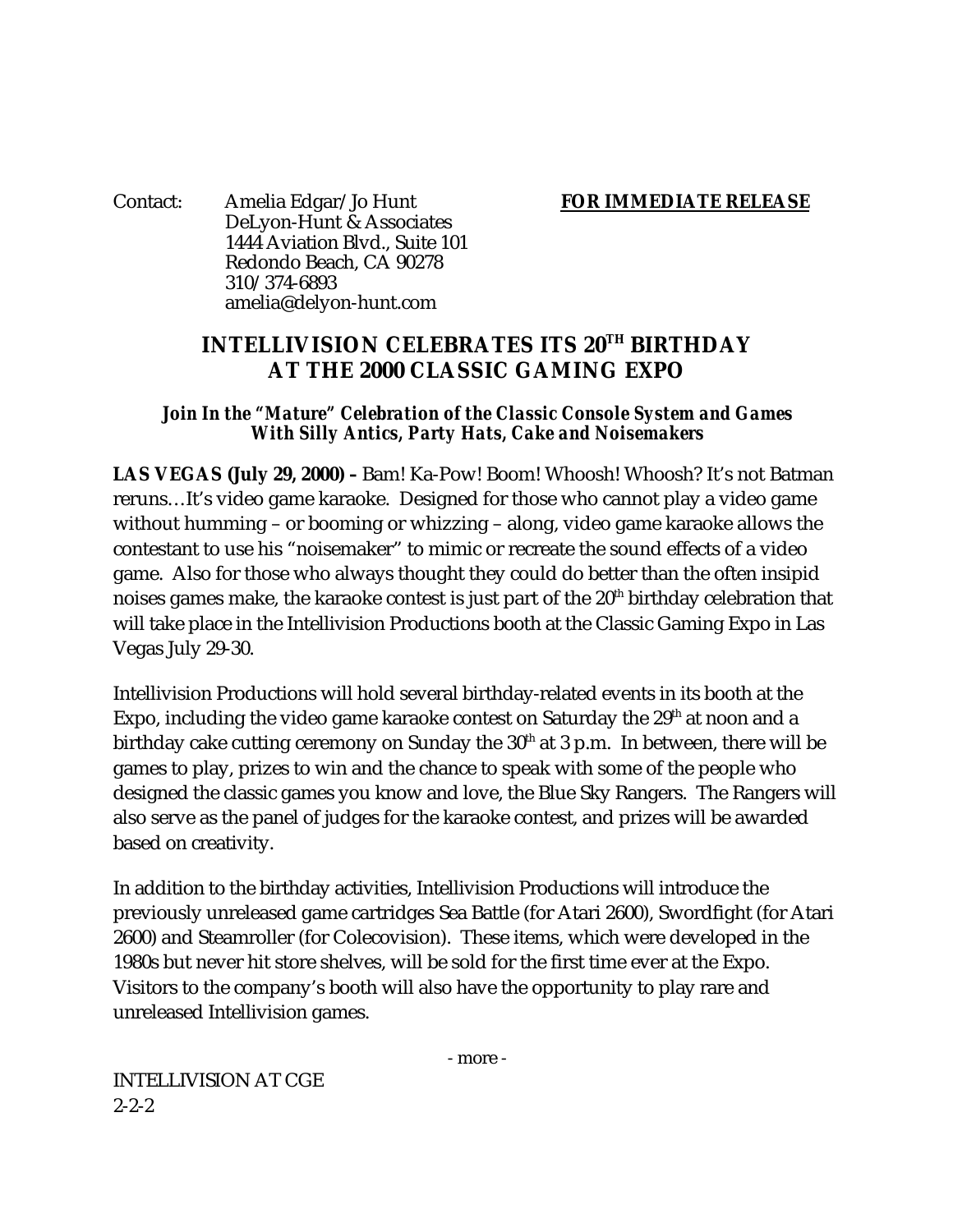Contact: Amelia Edgar/Jo Hunt
DeLyon-Hunt & Associates
1444 Aviation Blvd., Suite 101
Redondo Beach, CA 90278
310/374-6893
amelia@delyon-hunt.com

***FOR IMMEDIATE RELEASE***

# INTELLIVISION CELEBRATES ITS 20TH BIRTHDAY AT THE 2000 CLASSIC GAMING EXPO

### *Join In the "Mature" Celebration of the Classic Console System and Games With Silly Antics, Party Hats, Cake and Noisemakers*

**LAS VEGAS (July 29, 2000) –** Bam! Ka-Pow! Boom! Whoosh! Whoosh? It's not Batman reruns…It's video game karaoke. Designed for those who cannot play a video game without humming – or booming or whizzing – along, video game karaoke allows the contestant to use his "noisemaker" to mimic or recreate the sound effects of a video game. Also for those who always thought they could do better than the often insipid noises games make, the karaoke contest is just part of the 20th birthday celebration that will take place in the Intellivision Productions booth at the Classic Gaming Expo in Las Vegas July 29-30.

Intellivision Productions will hold several birthday-related events in its booth at the Expo, including the video game karaoke contest on Saturday the 29th at noon and a birthday cake cutting ceremony on Sunday the 30th at 3 p.m. In between, there will be games to play, prizes to win and the chance to speak with some of the people who designed the classic games you know and love, the Blue Sky Rangers. The Rangers will also serve as the panel of judges for the karaoke contest, and prizes will be awarded based on creativity.

In addition to the birthday activities, Intellivision Productions will introduce the previously unreleased game cartridges Sea Battle (for Atari 2600), Swordfight (for Atari 2600) and Steamroller (for Colecovision). These items, which were developed in the 1980s but never hit store shelves, will be sold for the first time ever at the Expo. Visitors to the company's booth will also have the opportunity to play rare and unreleased Intellivision games.

- more -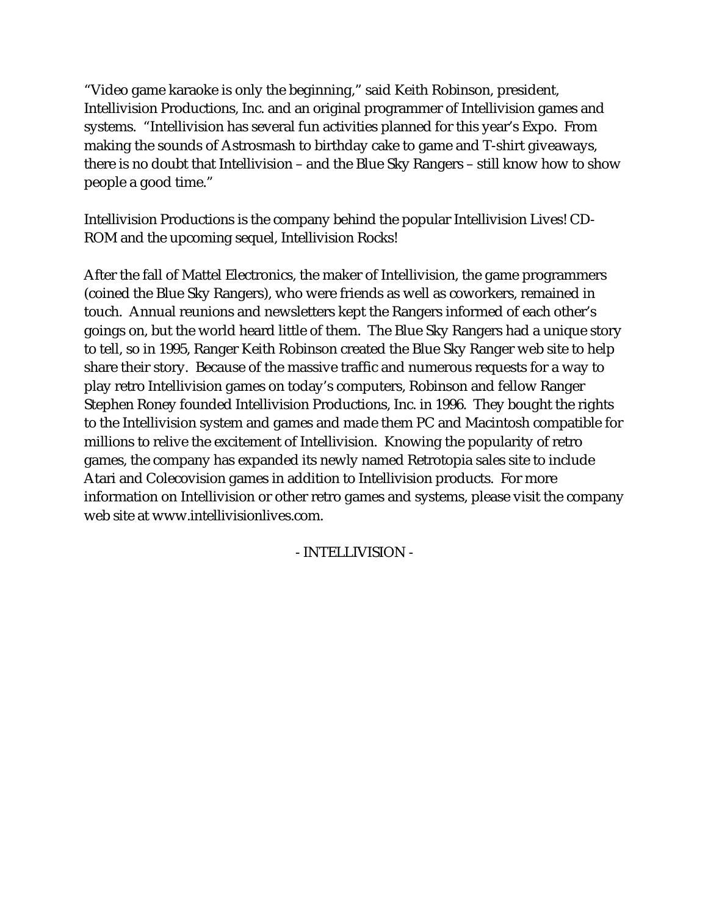"Video game karaoke is only the beginning," said Keith Robinson, president, Intellivision Productions, Inc. and an original programmer of Intellivision games and systems. "Intellivision has several fun activities planned for this year's Expo. From making the sounds of Astrosmash to birthday cake to game and T-shirt giveaways, there is no doubt that Intellivision – and the Blue Sky Rangers – still know how to show people a good time."

Intellivision Productions is the company behind the popular Intellivision Lives! CD-ROM and the upcoming sequel, Intellivision Rocks!

After the fall of Mattel Electronics, the maker of Intellivision, the game programmers (coined the Blue Sky Rangers), who were friends as well as coworkers, remained in touch. Annual reunions and newsletters kept the Rangers informed of each other's goings on, but the world heard little of them. The Blue Sky Rangers had a unique story to tell, so in 1995, Ranger Keith Robinson created the Blue Sky Ranger web site to help share their story. Because of the massive traffic and numerous requests for a way to play retro Intellivision games on today's computers, Robinson and fellow Ranger Stephen Roney founded Intellivision Productions, Inc. in 1996. They bought the rights to the Intellivision system and games and made them PC and Macintosh compatible for millions to relive the excitement of Intellivision. Knowing the popularity of retro games, the company has expanded its newly named Retrotopia sales site to include Atari and Colecovision games in addition to Intellivision products. For more information on Intellivision or other retro games and systems, please visit the company web site at www.intellivisionlives.com.

- INTELLIVISION -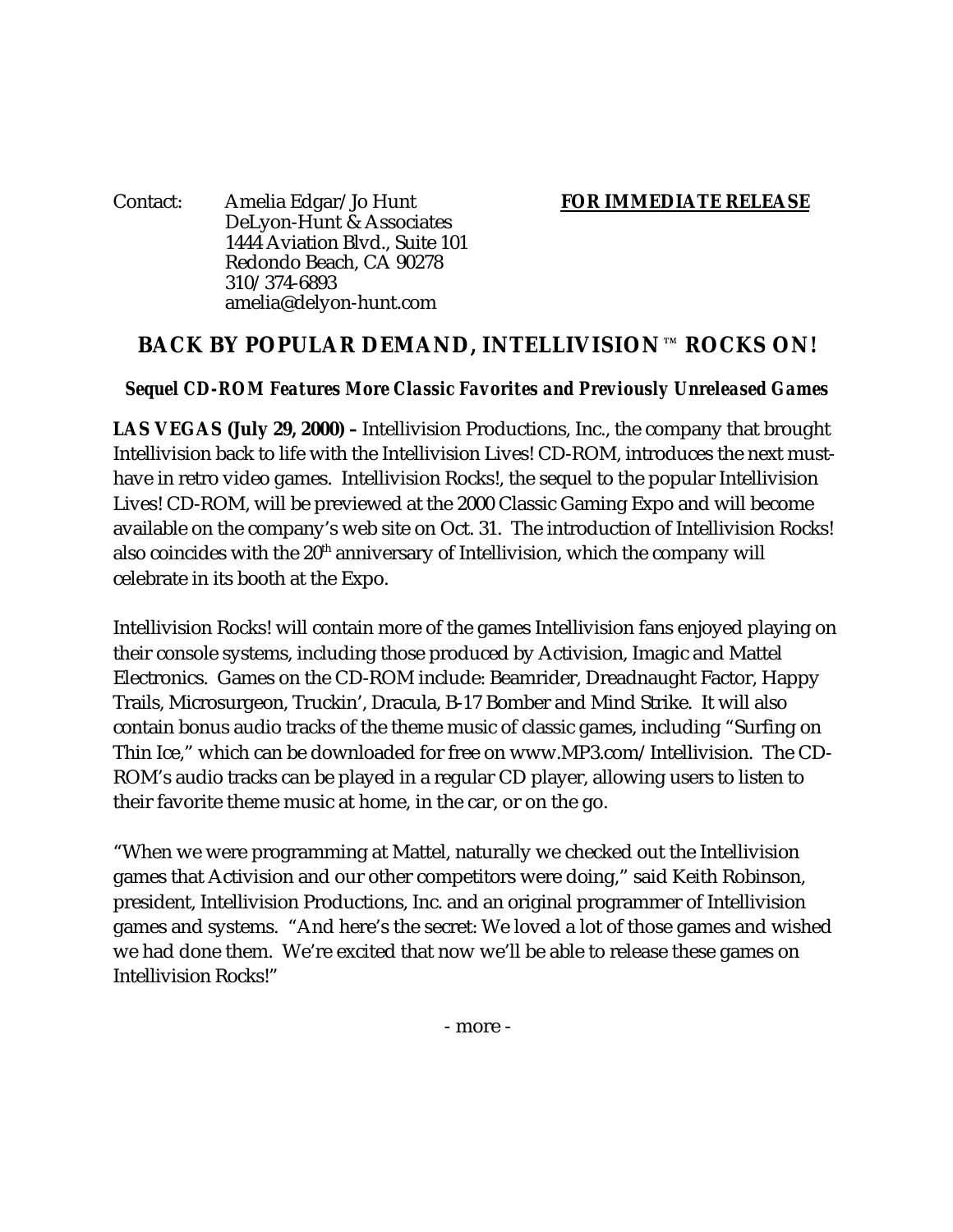Contact: Amelia Edgar/Jo Hunt
DeLyon-Hunt & Associates
1444 Aviation Blvd., Suite 101
Redondo Beach, CA 90278
310/374-6893
amelia@delyon-hunt.com

**FOR IMMEDIATE RELEASE**

## BACK BY POPULAR DEMAND, INTELLIVISION™ ROCKS ON!

***Sequel CD-ROM Features More Classic Favorites and Previously Unreleased Games***

**LAS VEGAS (July 29, 2000) –** Intellivision Productions, Inc., the company that brought Intellivision back to life with the Intellivision Lives! CD-ROM, introduces the next must-have in retro video games. Intellivision Rocks!, the sequel to the popular Intellivision Lives! CD-ROM, will be previewed at the 2000 Classic Gaming Expo and will become available on the company's web site on Oct. 31. The introduction of Intellivision Rocks! also coincides with the 20th anniversary of Intellivision, which the company will celebrate in its booth at the Expo.

Intellivision Rocks! will contain more of the games Intellivision fans enjoyed playing on their console systems, including those produced by Activision, Imagic and Mattel Electronics. Games on the CD-ROM include: Beamrider, Dreadnaught Factor, Happy Trails, Microsurgeon, Truckin', Dracula, B-17 Bomber and Mind Strike. It will also contain bonus audio tracks of the theme music of classic games, including "Surfing on Thin Ice," which can be downloaded for free on www.MP3.com/Intellivision. The CD-ROM's audio tracks can be played in a regular CD player, allowing users to listen to their favorite theme music at home, in the car, or on the go.

"When we were programming at Mattel, naturally we checked out the Intellivision games that Activision and our other competitors were doing," said Keith Robinson, president, Intellivision Productions, Inc. and an original programmer of Intellivision games and systems. "And here's the secret: We loved a lot of those games and wished we had done them. We're excited that now we'll be able to release these games on Intellivision Rocks!"

- more -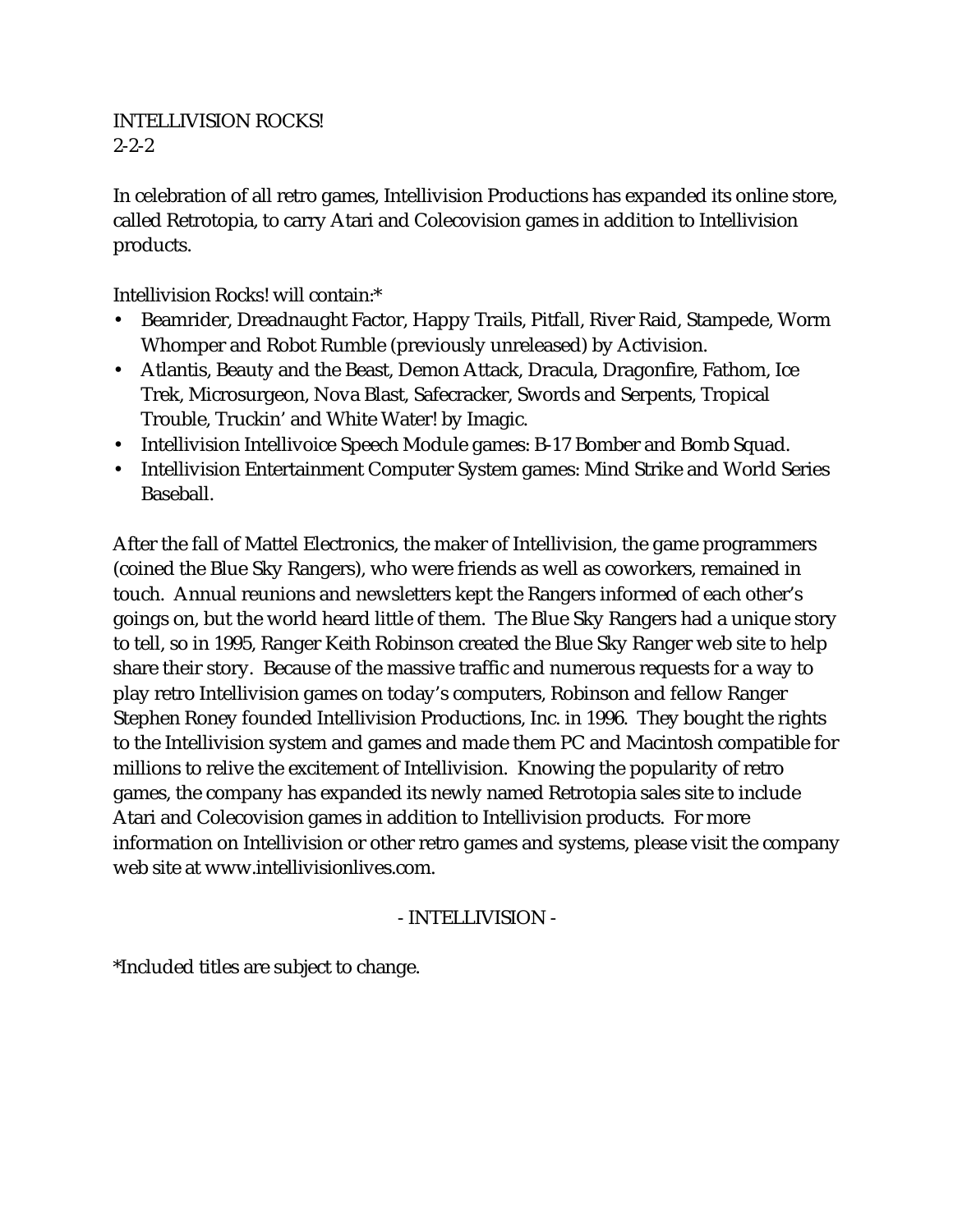INTELLIVISION ROCKS!
2-2-2

In celebration of all retro games, Intellivision Productions has expanded its online store, called Retrotopia, to carry Atari and Colecovision games in addition to Intellivision products.

Intellivision Rocks! will contain:*

- Beamrider, Dreadnaught Factor, Happy Trails, Pitfall, River Raid, Stampede, Worm Whomper and Robot Rumble (previously unreleased) by Activision.
- Atlantis, Beauty and the Beast, Demon Attack, Dracula, Dragonfire, Fathom, Ice Trek, Microsurgeon, Nova Blast, Safecracker, Swords and Serpents, Tropical Trouble, Truckin' and White Water! by Imagic.
- Intellivision Intellivoice Speech Module games: B-17 Bomber and Bomb Squad.
- Intellivision Entertainment Computer System games: Mind Strike and World Series Baseball.

After the fall of Mattel Electronics, the maker of Intellivision, the game programmers (coined the Blue Sky Rangers), who were friends as well as coworkers, remained in touch. Annual reunions and newsletters kept the Rangers informed of each other's goings on, but the world heard little of them. The Blue Sky Rangers had a unique story to tell, so in 1995, Ranger Keith Robinson created the Blue Sky Ranger web site to help share their story. Because of the massive traffic and numerous requests for a way to play retro Intellivision games on today's computers, Robinson and fellow Ranger Stephen Roney founded Intellivision Productions, Inc. in 1996. They bought the rights to the Intellivision system and games and made them PC and Macintosh compatible for millions to relive the excitement of Intellivision. Knowing the popularity of retro games, the company has expanded its newly named Retrotopia sales site to include Atari and Colecovision games in addition to Intellivision products. For more information on Intellivision or other retro games and systems, please visit the company web site at www.intellivisionlives.com.

- INTELLIVISION -

*Included titles are subject to change.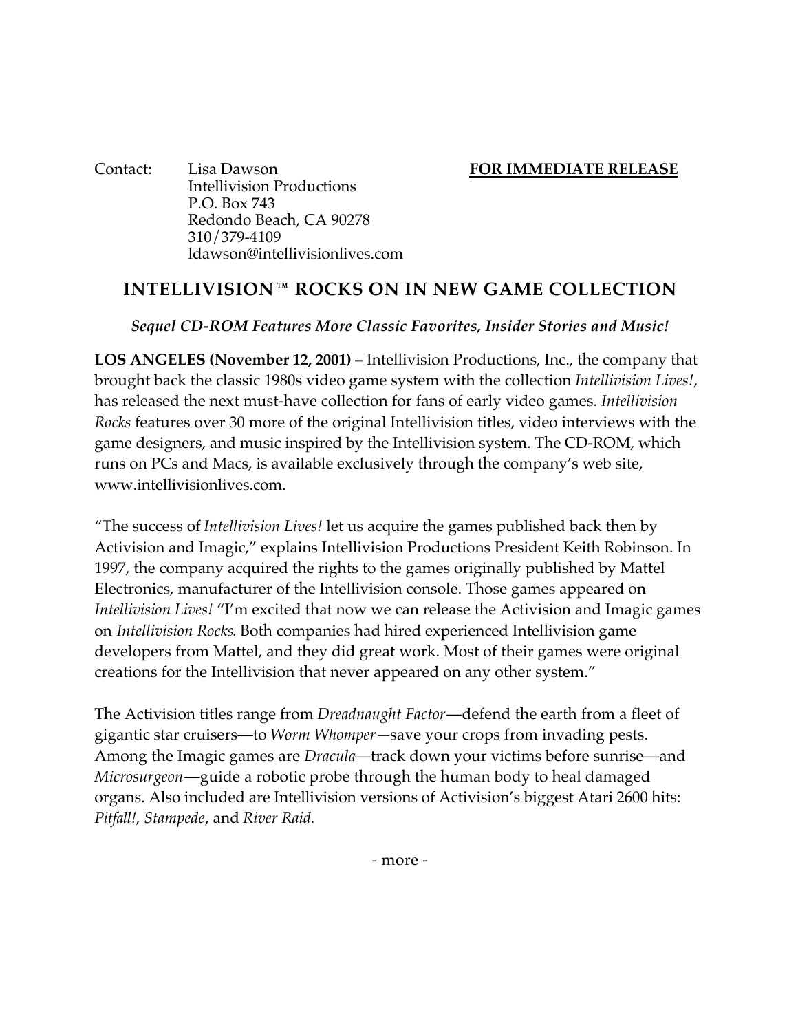Contact: Lisa Dawson
Intellivision Productions
P.O. Box 743
Redondo Beach, CA 90278
310/379-4109
ldawson@intellivisionlives.com

**FOR IMMEDIATE RELEASE**

# INTELLIVISION™ ROCKS ON IN NEW GAME COLLECTION

***Sequel CD-ROM Features More Classic Favorites, Insider Stories and Music!***

**LOS ANGELES (November 12, 2001) –** Intellivision Productions, Inc., the company that brought back the classic 1980s video game system with the collection *Intellivision Lives!*, has released the next must-have collection for fans of early video games. *Intellivision Rocks* features over 30 more of the original Intellivision titles, video interviews with the game designers, and music inspired by the Intellivision system. The CD-ROM, which runs on PCs and Macs, is available exclusively through the company's web site, www.intellivisionlives.com.

"The success of *Intellivision Lives!* let us acquire the games published back then by Activision and Imagic," explains Intellivision Productions President Keith Robinson. In 1997, the company acquired the rights to the games originally published by Mattel Electronics, manufacturer of the Intellivision console. Those games appeared on *Intellivision Lives!* "I'm excited that now we can release the Activision and Imagic games on *Intellivision Rocks*. Both companies had hired experienced Intellivision game developers from Mattel, and they did great work. Most of their games were original creations for the Intellivision that never appeared on any other system."

The Activision titles range from *Dreadnaught Factor*—defend the earth from a fleet of gigantic star cruisers—to *Worm Whomper*—save your crops from invading pests. Among the Imagic games are *Dracula*—track down your victims before sunrise—and *Microsurgeon*—guide a robotic probe through the human body to heal damaged organs. Also included are Intellivision versions of Activision's biggest Atari 2600 hits: *Pitfall!*, *Stampede*, and *River Raid*.

- more -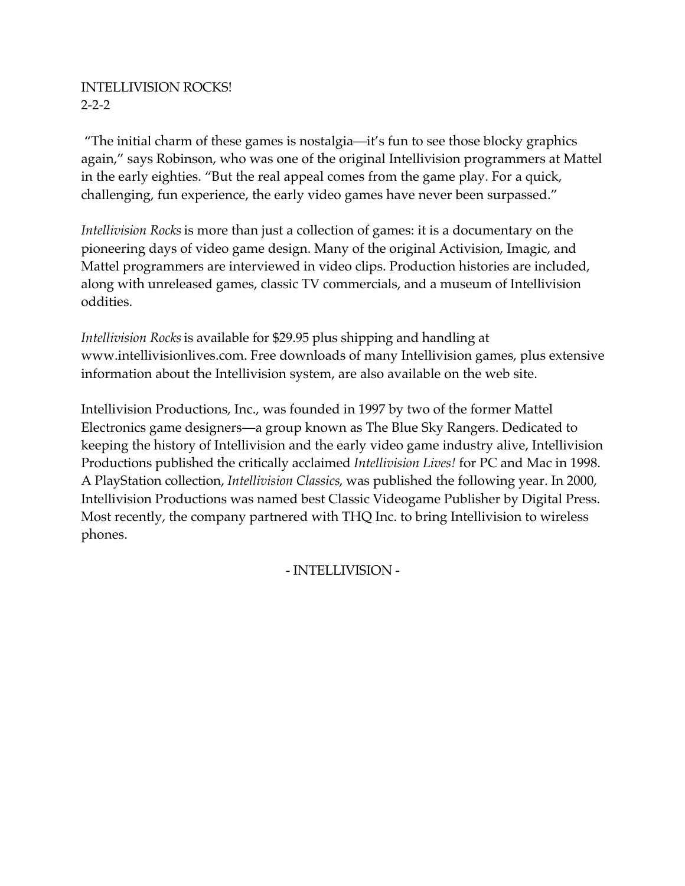INTELLIVISION ROCKS!
2-2-2

"The initial charm of these games is nostalgia—it's fun to see those blocky graphics again," says Robinson, who was one of the original Intellivision programmers at Mattel in the early eighties. "But the real appeal comes from the game play. For a quick, challenging, fun experience, the early video games have never been surpassed."

*Intellivision Rocks* is more than just a collection of games: it is a documentary on the pioneering days of video game design. Many of the original Activision, Imagic, and Mattel programmers are interviewed in video clips. Production histories are included, along with unreleased games, classic TV commercials, and a museum of Intellivision oddities.

*Intellivision Rocks* is available for $29.95 plus shipping and handling at www.intellivisionlives.com. Free downloads of many Intellivision games, plus extensive information about the Intellivision system, are also available on the web site.

Intellivision Productions, Inc., was founded in 1997 by two of the former Mattel Electronics game designers—a group known as The Blue Sky Rangers. Dedicated to keeping the history of Intellivision and the early video game industry alive, Intellivision Productions published the critically acclaimed *Intellivision Lives!* for PC and Mac in 1998. A PlayStation collection, *Intellivision Classics*, was published the following year. In 2000, Intellivision Productions was named best Classic Videogame Publisher by Digital Press. Most recently, the company partnered with THQ Inc. to bring Intellivision to wireless phones.

- INTELLIVISION -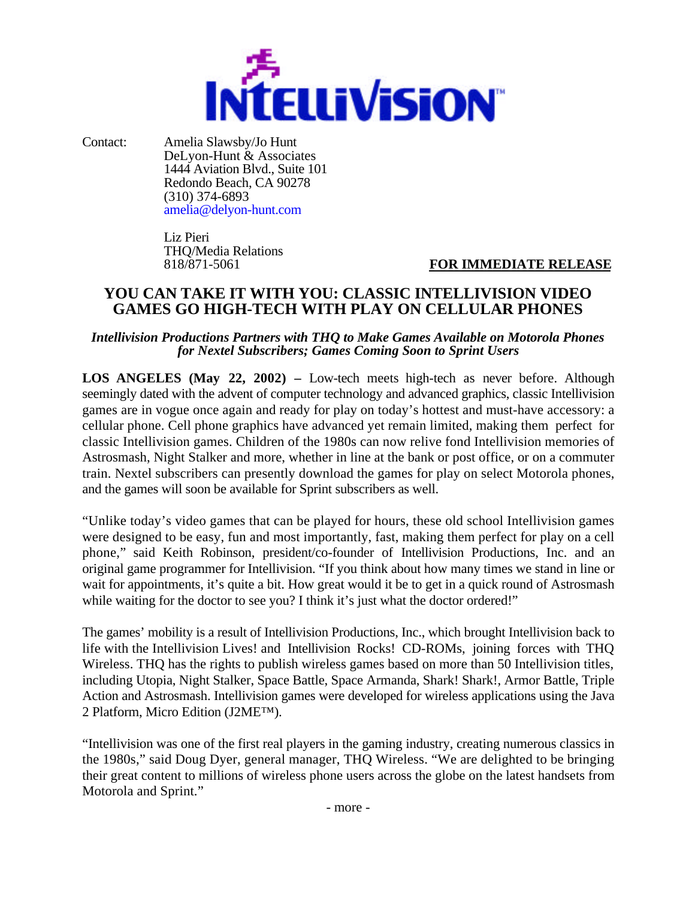INTELLIVISION™

Contact: Amelia Slawsby/Jo Hunt
DeLyon-Hunt & Associates
1444 Aviation Blvd., Suite 101
Redondo Beach, CA 90278
(310) 374-6893
amelia@delyon-hunt.com

Liz Pieri
THQ/Media Relations
818/871-5061

**FOR IMMEDIATE RELEASE**

## YOU CAN TAKE IT WITH YOU: CLASSIC INTELLIVISION VIDEO GAMES GO HIGH-TECH WITH PLAY ON CELLULAR PHONES

***Intellivision Productions Partners with THQ to Make Games Available on Motorola Phones for Nextel Subscribers; Games Coming Soon to Sprint Users***

**LOS ANGELES (May 22, 2002) –** Low-tech meets high-tech as never before. Although seemingly dated with the advent of computer technology and advanced graphics, classic Intellivision games are in vogue once again and ready for play on today's hottest and must-have accessory: a cellular phone. Cell phone graphics have advanced yet remain limited, making them perfect for classic Intellivision games. Children of the 1980s can now relive fond Intellivision memories of Astrosmash, Night Stalker and more, whether in line at the bank or post office, or on a commuter train. Nextel subscribers can presently download the games for play on select Motorola phones, and the games will soon be available for Sprint subscribers as well.

"Unlike today's video games that can be played for hours, these old school Intellivision games were designed to be easy, fun and most importantly, fast, making them perfect for play on a cell phone," said Keith Robinson, president/co-founder of Intellivision Productions, Inc. and an original game programmer for Intellivision. "If you think about how many times we stand in line or wait for appointments, it's quite a bit. How great would it be to get in a quick round of Astrosmash while waiting for the doctor to see you? I think it's just what the doctor ordered!"

The games' mobility is a result of Intellivision Productions, Inc., which brought Intellivision back to life with the Intellivision Lives! and Intellivision Rocks! CD-ROMs, joining forces with THQ Wireless. THQ has the rights to publish wireless games based on more than 50 Intellivision titles, including Utopia, Night Stalker, Space Battle, Space Armanda, Shark! Shark!, Armor Battle, Triple Action and Astrosmash. Intellivision games were developed for wireless applications using the Java 2 Platform, Micro Edition (J2ME™).

"Intellivision was one of the first real players in the gaming industry, creating numerous classics in the 1980s," said Doug Dyer, general manager, THQ Wireless. "We are delighted to be bringing their great content to millions of wireless phone users across the globe on the latest handsets from Motorola and Sprint."

- more -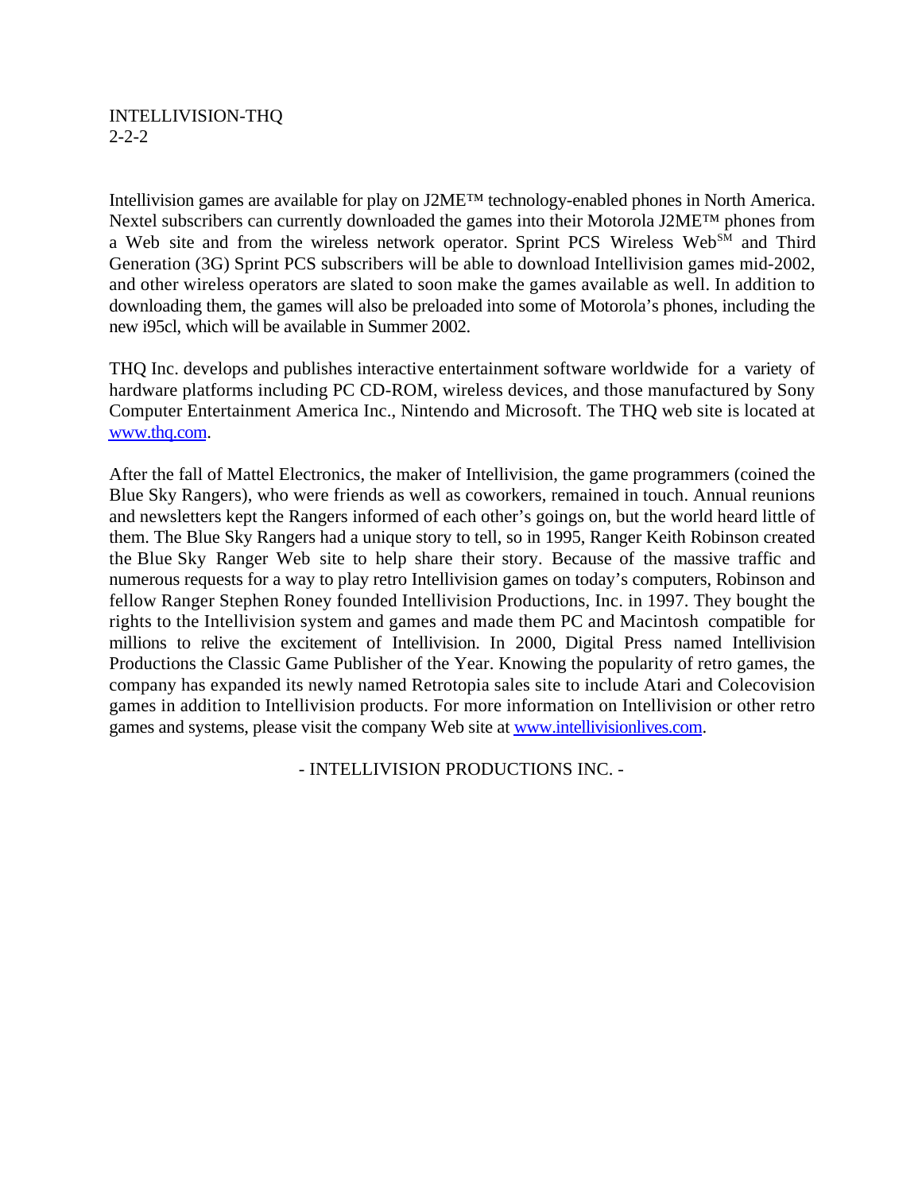INTELLIVISION-THQ
2-2-2

Intellivision games are available for play on J2ME™ technology-enabled phones in North America. Nextel subscribers can currently downloaded the games into their Motorola J2ME™ phones from a Web site and from the wireless network operator. Sprint PCS Wireless Web℠ and Third Generation (3G) Sprint PCS subscribers will be able to download Intellivision games mid-2002, and other wireless operators are slated to soon make the games available as well. In addition to downloading them, the games will also be preloaded into some of Motorola's phones, including the new i95cl, which will be available in Summer 2002.

THQ Inc. develops and publishes interactive entertainment software worldwide for a variety of hardware platforms including PC CD-ROM, wireless devices, and those manufactured by Sony Computer Entertainment America Inc., Nintendo and Microsoft. The THQ web site is located at [www.thq.com](http://www.thq.com).

After the fall of Mattel Electronics, the maker of Intellivision, the game programmers (coined the Blue Sky Rangers), who were friends as well as coworkers, remained in touch. Annual reunions and newsletters kept the Rangers informed of each other's goings on, but the world heard little of them. The Blue Sky Rangers had a unique story to tell, so in 1995, Ranger Keith Robinson created the Blue Sky Ranger Web site to help share their story. Because of the massive traffic and numerous requests for a way to play retro Intellivision games on today's computers, Robinson and fellow Ranger Stephen Roney founded Intellivision Productions, Inc. in 1997. They bought the rights to the Intellivision system and games and made them PC and Macintosh compatible for millions to relive the excitement of Intellivision. In 2000, Digital Press named Intellivision Productions the Classic Game Publisher of the Year. Knowing the popularity of retro games, the company has expanded its newly named Retrotopia sales site to include Atari and Colecovision games in addition to Intellivision products. For more information on Intellivision or other retro games and systems, please visit the company Web site at [www.intellivisionlives.com](http://www.intellivisionlives.com).

- INTELLIVISION PRODUCTIONS INC. -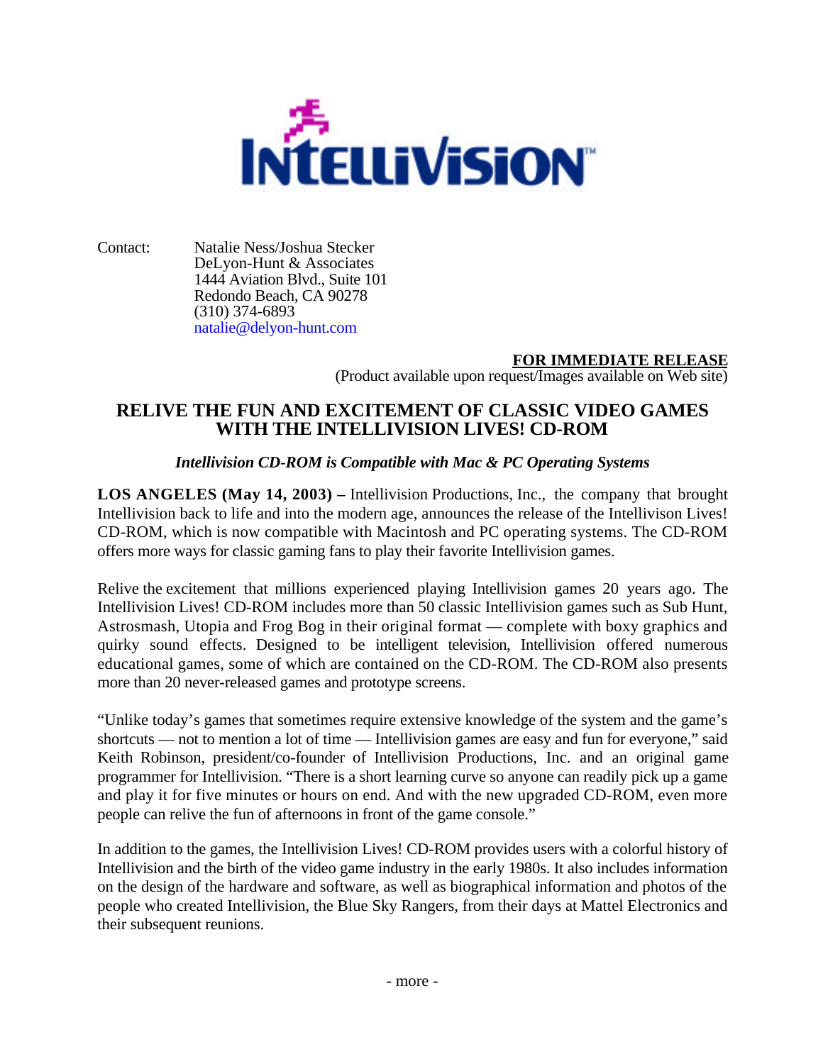INTELLIVISION™

Contact: Natalie Ness/Joshua Stecker
DeLyon-Hunt & Associates
1444 Aviation Blvd., Suite 101
Redondo Beach, CA 90278
(310) 374-6893
natalie@delyon-hunt.com

**FOR IMMEDIATE RELEASE**
(Product available upon request/Images available on Web site)

## RELIVE THE FUN AND EXCITEMENT OF CLASSIC VIDEO GAMES WITH THE INTELLIVISION LIVES! CD-ROM

***Intellivision CD-ROM is Compatible with Mac & PC Operating Systems***

**LOS ANGELES (May 14, 2003) –** Intellivision Productions, Inc., the company that brought Intellivision back to life and into the modern age, announces the release of the Intellivison Lives! CD-ROM, which is now compatible with Macintosh and PC operating systems. The CD-ROM offers more ways for classic gaming fans to play their favorite Intellivision games.

Relive the excitement that millions experienced playing Intellivision games 20 years ago. The Intellivision Lives! CD-ROM includes more than 50 classic Intellivision games such as Sub Hunt, Astrosmash, Utopia and Frog Bog in their original format — complete with boxy graphics and quirky sound effects. Designed to be intelligent television, Intellivision offered numerous educational games, some of which are contained on the CD-ROM. The CD-ROM also presents more than 20 never-released games and prototype screens.

"Unlike today's games that sometimes require extensive knowledge of the system and the game's shortcuts — not to mention a lot of time — Intellivision games are easy and fun for everyone," said Keith Robinson, president/co-founder of Intellivision Productions, Inc. and an original game programmer for Intellivision. "There is a short learning curve so anyone can readily pick up a game and play it for five minutes or hours on end. And with the new upgraded CD-ROM, even more people can relive the fun of afternoons in front of the game console."

In addition to the games, the Intellivision Lives! CD-ROM provides users with a colorful history of Intellivision and the birth of the video game industry in the early 1980s. It also includes information on the design of the hardware and software, as well as biographical information and photos of the people who created Intellivision, the Blue Sky Rangers, from their days at Mattel Electronics and their subsequent reunions.

- more -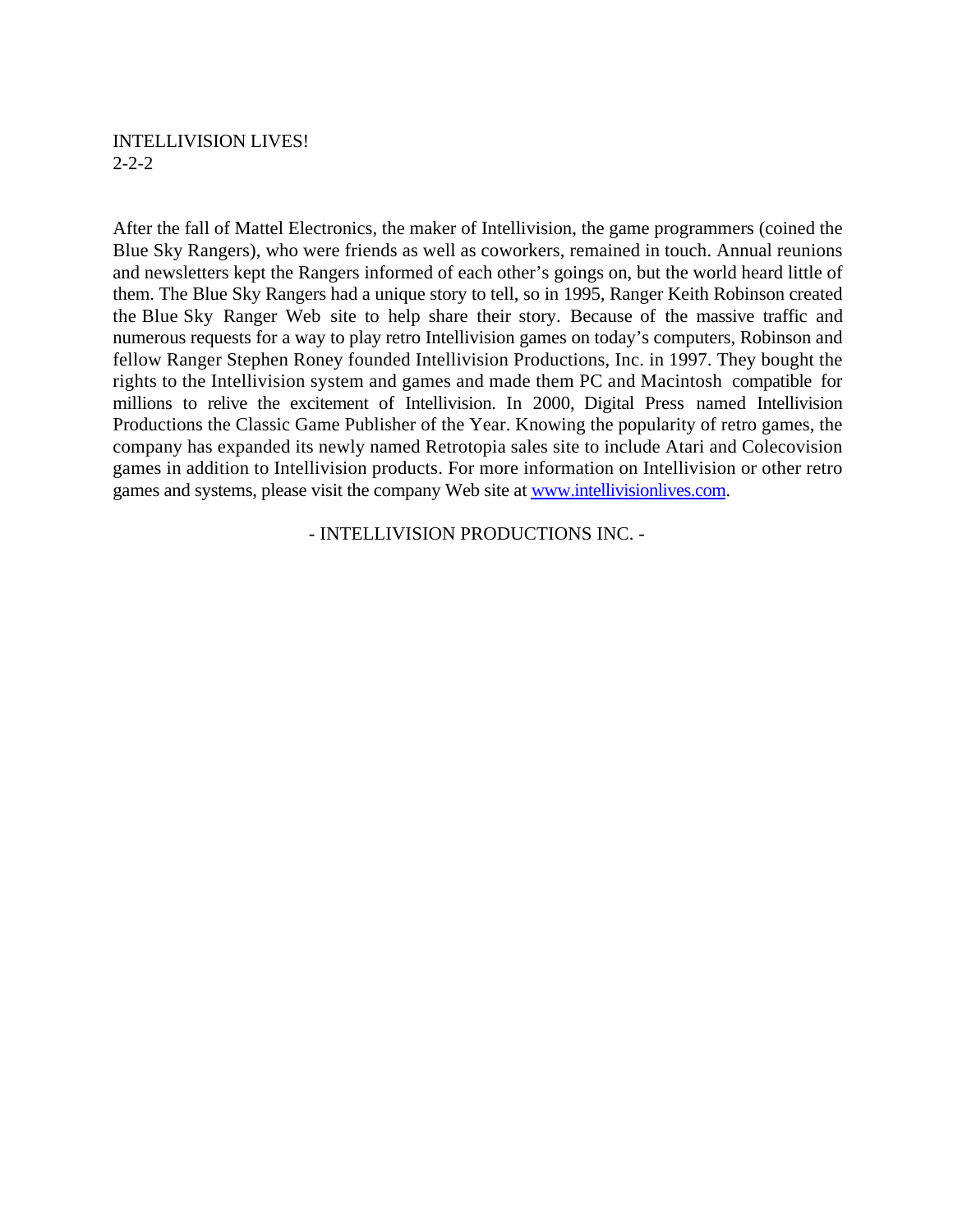INTELLIVISION LIVES!
2-2-2

After the fall of Mattel Electronics, the maker of Intellivision, the game programmers (coined the Blue Sky Rangers), who were friends as well as coworkers, remained in touch. Annual reunions and newsletters kept the Rangers informed of each other's goings on, but the world heard little of them. The Blue Sky Rangers had a unique story to tell, so in 1995, Ranger Keith Robinson created the Blue Sky Ranger Web site to help share their story. Because of the massive traffic and numerous requests for a way to play retro Intellivision games on today's computers, Robinson and fellow Ranger Stephen Roney founded Intellivision Productions, Inc. in 1997. They bought the rights to the Intellivision system and games and made them PC and Macintosh compatible for millions to relive the excitement of Intellivision. In 2000, Digital Press named Intellivision Productions the Classic Game Publisher of the Year. Knowing the popularity of retro games, the company has expanded its newly named Retrotopia sales site to include Atari and Colecovision games in addition to Intellivision products. For more information on Intellivision or other retro games and systems, please visit the company Web site at [www.intellivisionlives.com](http://www.intellivisionlives.com).

- INTELLIVISION PRODUCTIONS INC. -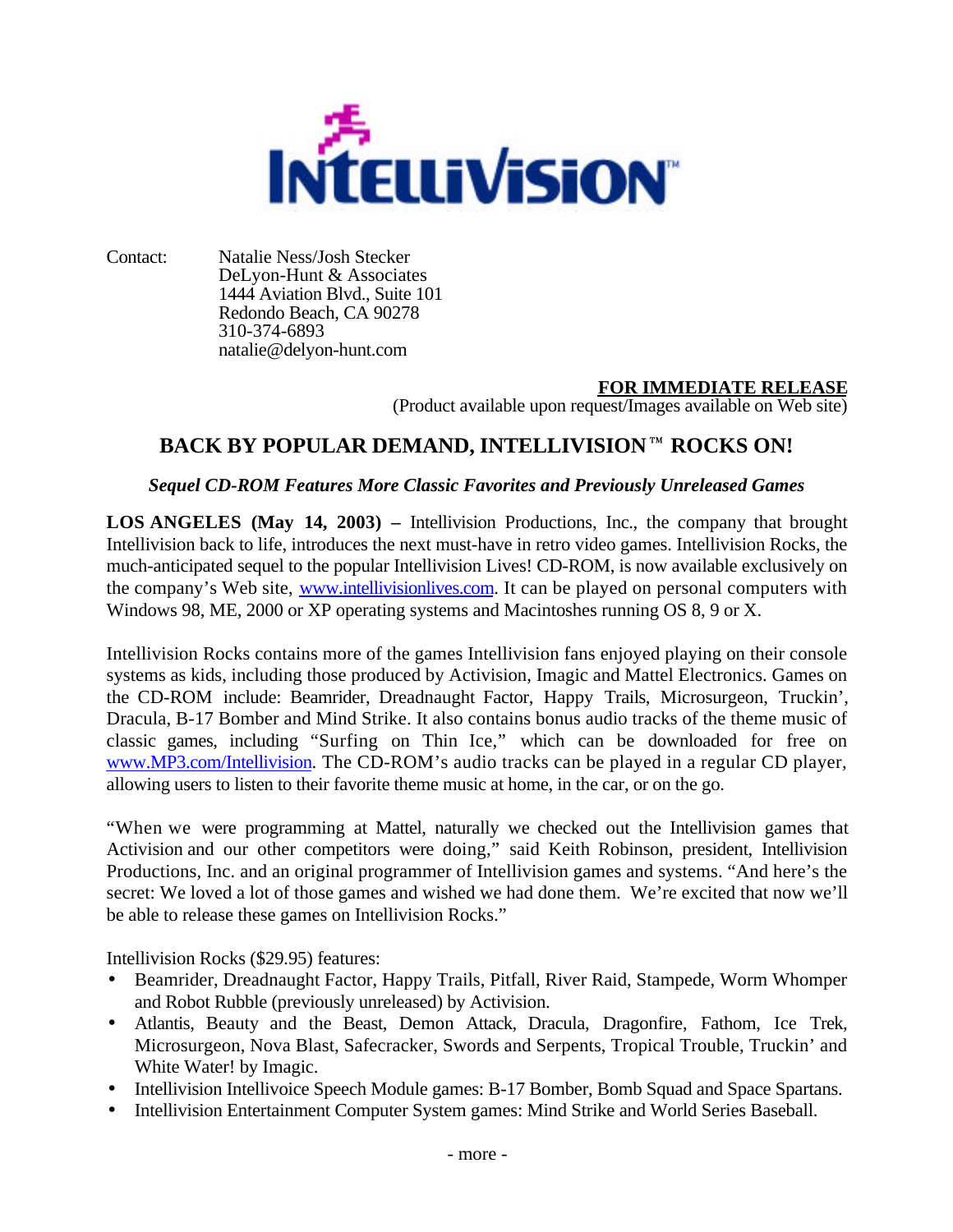Contact: Natalie Ness/Josh Stecker
DeLyon-Hunt & Associates
1444 Aviation Blvd., Suite 101
Redondo Beach, CA 90278
310-374-6893
natalie@delyon-hunt.com

**FOR IMMEDIATE RELEASE**
(Product available upon request/Images available on Web site)

## BACK BY POPULAR DEMAND, INTELLIVISION™ ROCKS ON!

***Sequel CD-ROM Features More Classic Favorites and Previously Unreleased Games***

**LOS ANGELES (May 14, 2003) –** Intellivision Productions, Inc., the company that brought Intellivision back to life, introduces the next must-have in retro video games. Intellivision Rocks, the much-anticipated sequel to the popular Intellivision Lives! CD-ROM, is now available exclusively on the company's Web site, www.intellivisionlives.com. It can be played on personal computers with Windows 98, ME, 2000 or XP operating systems and Macintoshes running OS 8, 9 or X.

Intellivision Rocks contains more of the games Intellivision fans enjoyed playing on their console systems as kids, including those produced by Activision, Imagic and Mattel Electronics. Games on the CD-ROM include: Beamrider, Dreadnaught Factor, Happy Trails, Microsurgeon, Truckin', Dracula, B-17 Bomber and Mind Strike. It also contains bonus audio tracks of the theme music of classic games, including "Surfing on Thin Ice," which can be downloaded for free on www.MP3.com/Intellivision. The CD-ROM's audio tracks can be played in a regular CD player, allowing users to listen to their favorite theme music at home, in the car, or on the go.

"When we were programming at Mattel, naturally we checked out the Intellivision games that Activision and our other competitors were doing," said Keith Robinson, president, Intellivision Productions, Inc. and an original programmer of Intellivision games and systems. "And here's the secret: We loved a lot of those games and wished we had done them. We're excited that now we'll be able to release these games on Intellivision Rocks."

Intellivision Rocks ($29.95) features:

- Beamrider, Dreadnaught Factor, Happy Trails, Pitfall, River Raid, Stampede, Worm Whomper and Robot Rubble (previously unreleased) by Activision.
- Atlantis, Beauty and the Beast, Demon Attack, Dracula, Dragonfire, Fathom, Ice Trek, Microsurgeon, Nova Blast, Safecracker, Swords and Serpents, Tropical Trouble, Truckin' and White Water! by Imagic.
- Intellivision Intellivoice Speech Module games: B-17 Bomber, Bomb Squad and Space Spartans.
- Intellivision Entertainment Computer System games: Mind Strike and World Series Baseball.

- more -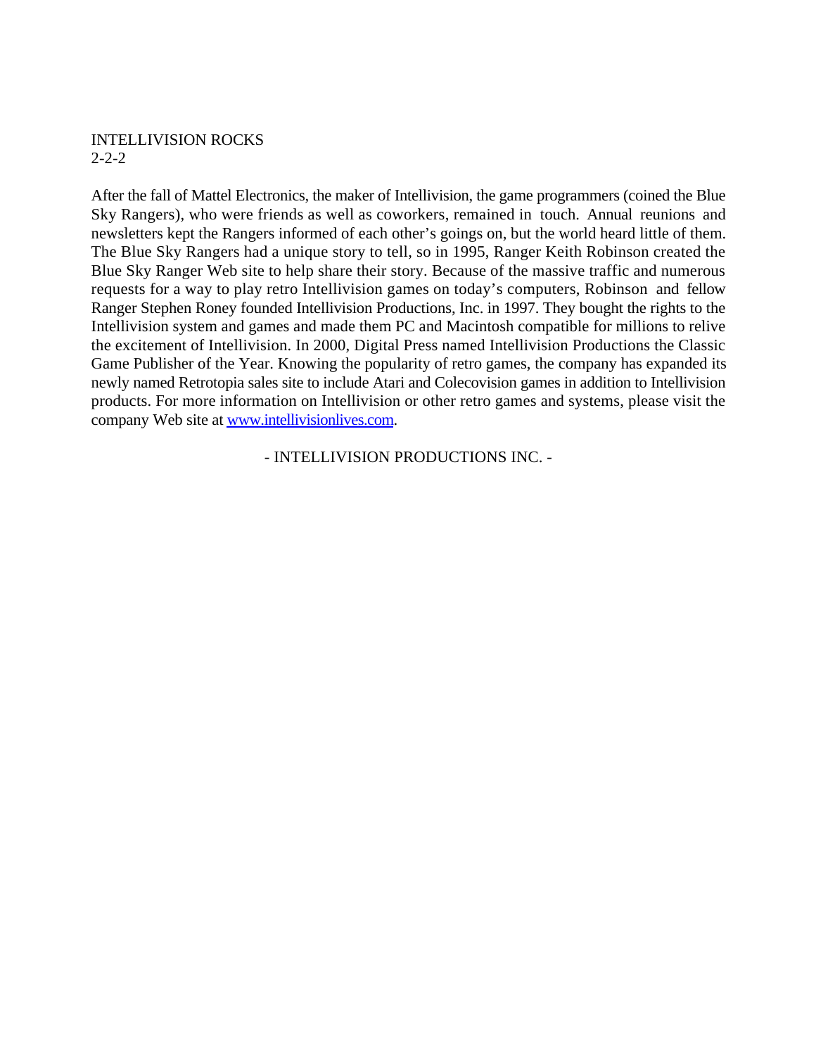INTELLIVISION ROCKS
2-2-2

After the fall of Mattel Electronics, the maker of Intellivision, the game programmers (coined the Blue Sky Rangers), who were friends as well as coworkers, remained in touch. Annual reunions and newsletters kept the Rangers informed of each other's goings on, but the world heard little of them. The Blue Sky Rangers had a unique story to tell, so in 1995, Ranger Keith Robinson created the Blue Sky Ranger Web site to help share their story. Because of the massive traffic and numerous requests for a way to play retro Intellivision games on today's computers, Robinson and fellow Ranger Stephen Roney founded Intellivision Productions, Inc. in 1997. They bought the rights to the Intellivision system and games and made them PC and Macintosh compatible for millions to relive the excitement of Intellivision. In 2000, Digital Press named Intellivision Productions the Classic Game Publisher of the Year. Knowing the popularity of retro games, the company has expanded its newly named Retrotopia sales site to include Atari and Colecovision games in addition to Intellivision products. For more information on Intellivision or other retro games and systems, please visit the company Web site at www.intellivisionlives.com.

- INTELLIVISION PRODUCTIONS INC. -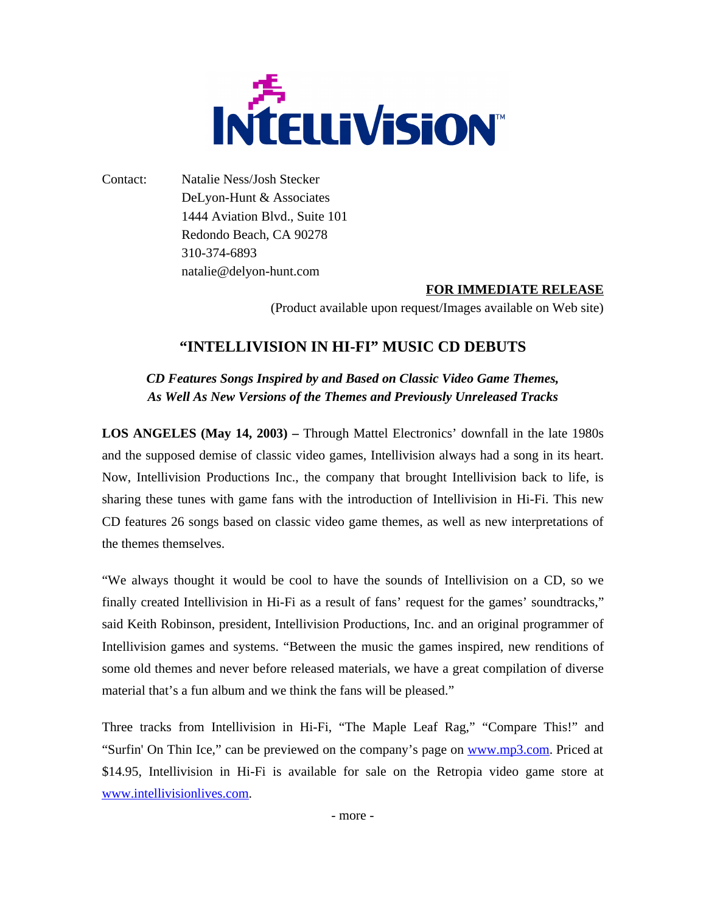INTELLIVISION™

Contact: Natalie Ness/Josh Stecker
DeLyon-Hunt & Associates
1444 Aviation Blvd., Suite 101
Redondo Beach, CA 90278
310-374-6893
natalie@delyon-hunt.com

**FOR IMMEDIATE RELEASE**
(Product available upon request/Images available on Web site)

## "INTELLIVISION IN HI-FI" MUSIC CD DEBUTS

*CD Features Songs Inspired by and Based on Classic Video Game Themes, As Well As New Versions of the Themes and Previously Unreleased Tracks*

**LOS ANGELES (May 14, 2003) –** Through Mattel Electronics' downfall in the late 1980s and the supposed demise of classic video games, Intellivision always had a song in its heart. Now, Intellivision Productions Inc., the company that brought Intellivision back to life, is sharing these tunes with game fans with the introduction of Intellivision in Hi-Fi. This new CD features 26 songs based on classic video game themes, as well as new interpretations of the themes themselves.

"We always thought it would be cool to have the sounds of Intellivision on a CD, so we finally created Intellivision in Hi-Fi as a result of fans' request for the games' soundtracks," said Keith Robinson, president, Intellivision Productions, Inc. and an original programmer of Intellivision games and systems. "Between the music the games inspired, new renditions of some old themes and never before released materials, we have a great compilation of diverse material that's a fun album and we think the fans will be pleased."

Three tracks from Intellivision in Hi-Fi, "The Maple Leaf Rag," "Compare This!" and "Surfin' On Thin Ice," can be previewed on the company's page on www.mp3.com. Priced at $14.95, Intellivision in Hi-Fi is available for sale on the Retropia video game store at www.intellivisionlives.com.

- more -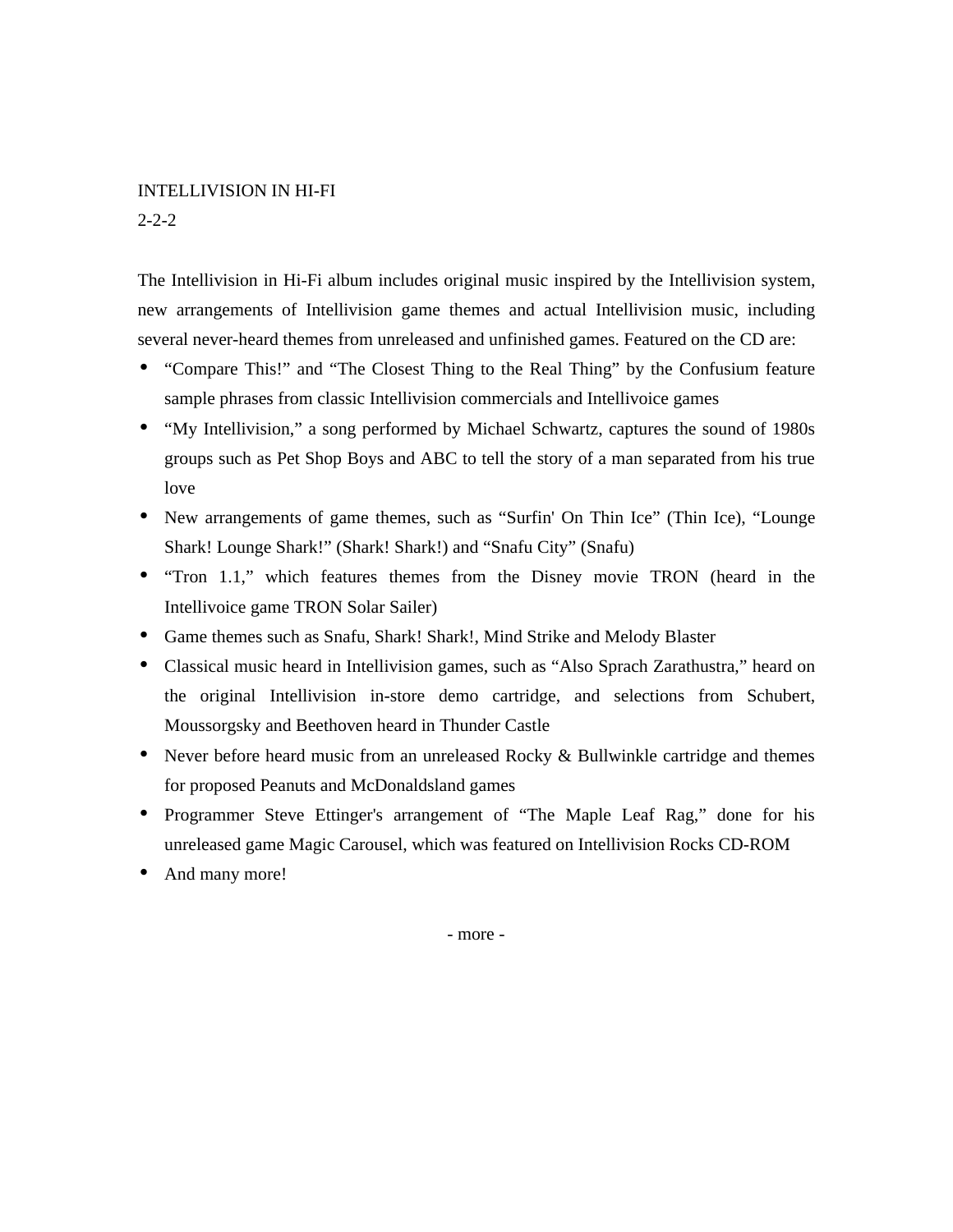INTELLIVISION IN HI-FI

2-2-2

The Intellivision in Hi-Fi album includes original music inspired by the Intellivision system, new arrangements of Intellivision game themes and actual Intellivision music, including several never-heard themes from unreleased and unfinished games. Featured on the CD are:

- “Compare This!” and “The Closest Thing to the Real Thing” by the Confusium feature sample phrases from classic Intellivision commercials and Intellivoice games
- “My Intellivision,” a song performed by Michael Schwartz, captures the sound of 1980s groups such as Pet Shop Boys and ABC to tell the story of a man separated from his true love
- New arrangements of game themes, such as “Surfin' On Thin Ice” (Thin Ice), “Lounge Shark! Lounge Shark!” (Shark! Shark!) and “Snafu City” (Snafu)
- “Tron 1.1,” which features themes from the Disney movie TRON (heard in the Intellivoice game TRON Solar Sailer)
- Game themes such as Snafu, Shark! Shark!, Mind Strike and Melody Blaster
- Classical music heard in Intellivision games, such as “Also Sprach Zarathustra,” heard on the original Intellivision in-store demo cartridge, and selections from Schubert, Moussorgsky and Beethoven heard in Thunder Castle
- Never before heard music from an unreleased Rocky & Bullwinkle cartridge and themes for proposed Peanuts and McDonaldsland games
- Programmer Steve Ettinger's arrangement of “The Maple Leaf Rag,” done for his unreleased game Magic Carousel, which was featured on Intellivision Rocks CD-ROM
- And many more!

- more -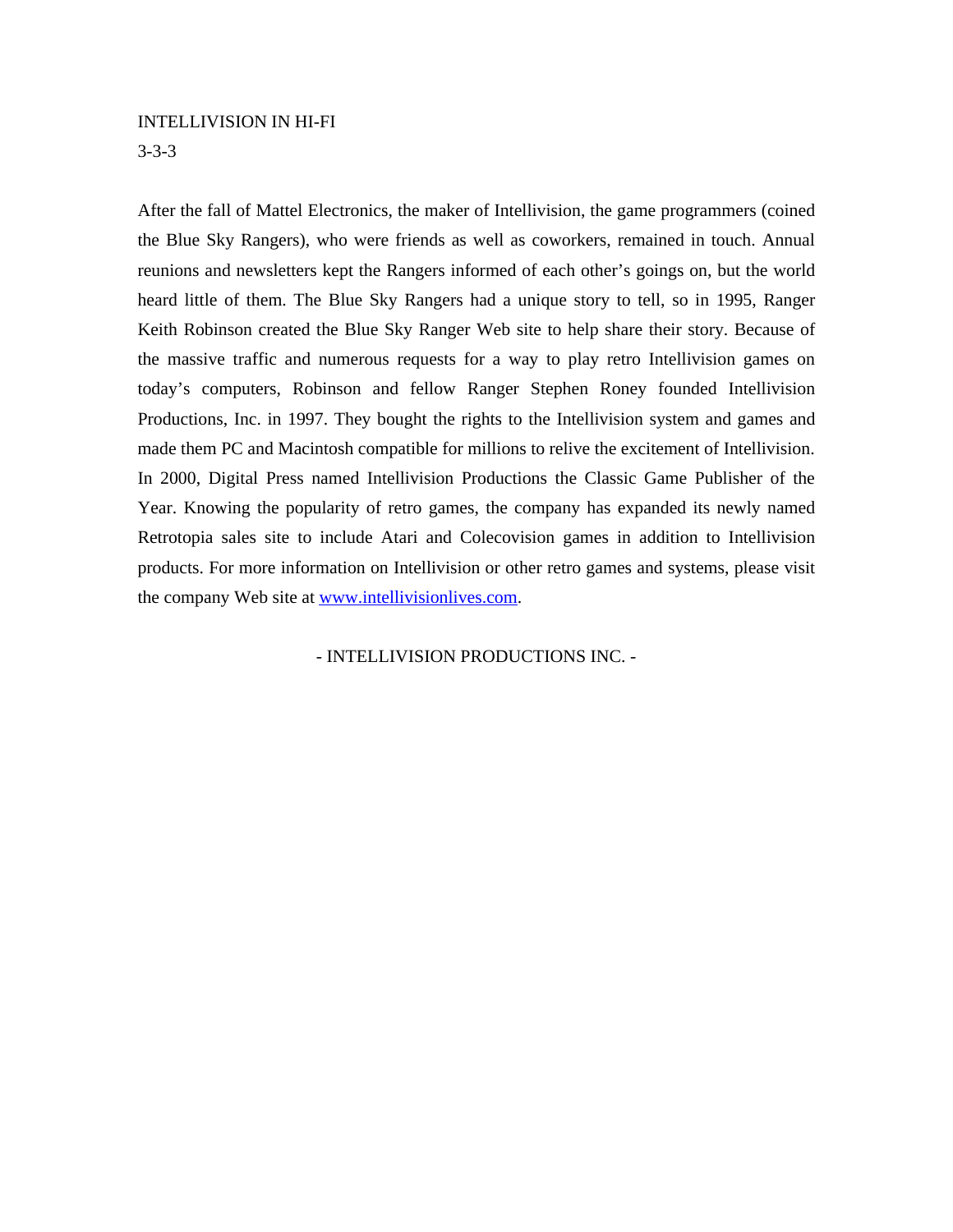INTELLIVISION IN HI-FI
3-3-3

After the fall of Mattel Electronics, the maker of Intellivision, the game programmers (coined the Blue Sky Rangers), who were friends as well as coworkers, remained in touch. Annual reunions and newsletters kept the Rangers informed of each other's goings on, but the world heard little of them. The Blue Sky Rangers had a unique story to tell, so in 1995, Ranger Keith Robinson created the Blue Sky Ranger Web site to help share their story. Because of the massive traffic and numerous requests for a way to play retro Intellivision games on today's computers, Robinson and fellow Ranger Stephen Roney founded Intellivision Productions, Inc. in 1997. They bought the rights to the Intellivision system and games and made them PC and Macintosh compatible for millions to relive the excitement of Intellivision. In 2000, Digital Press named Intellivision Productions the Classic Game Publisher of the Year. Knowing the popularity of retro games, the company has expanded its newly named Retrotopia sales site to include Atari and Colecovision games in addition to Intellivision products. For more information on Intellivision or other retro games and systems, please visit the company Web site at [www.intellivisionlives.com](http://www.intellivisionlives.com).

- INTELLIVISION PRODUCTIONS INC. -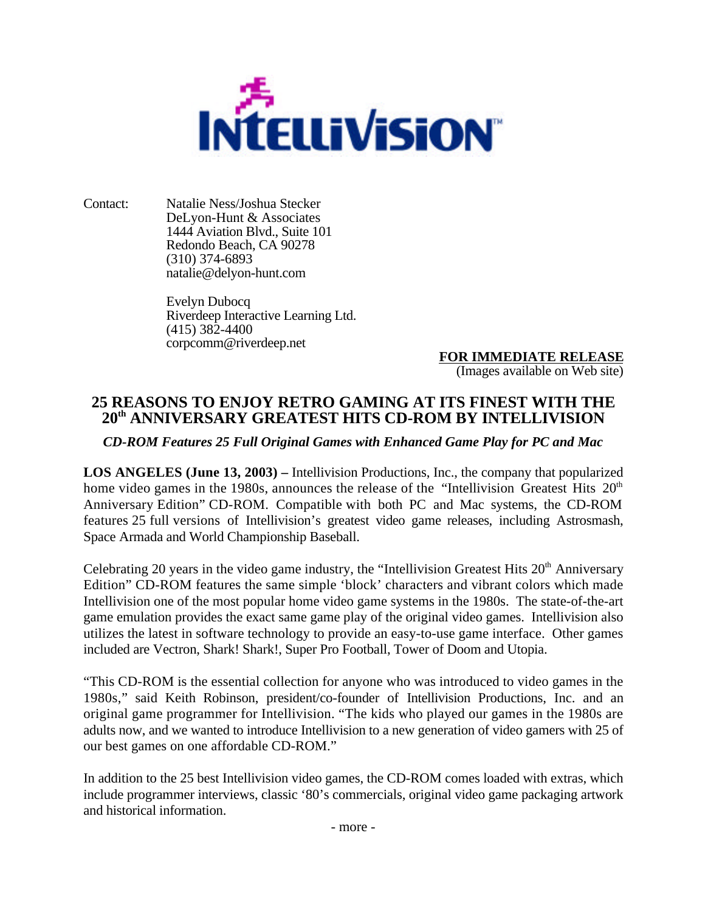INTELLIVISION™

Contact: Natalie Ness/Joshua Stecker
DeLyon-Hunt & Associates
1444 Aviation Blvd., Suite 101
Redondo Beach, CA 90278
(310) 374-6893
natalie@delyon-hunt.com

Evelyn Dubocq
Riverdeep Interactive Learning Ltd.
(415) 382-4400
corpcomm@riverdeep.net

**FOR IMMEDIATE RELEASE**
(Images available on Web site)

## 25 REASONS TO ENJOY RETRO GAMING AT ITS FINEST WITH THE 20th ANNIVERSARY GREATEST HITS CD-ROM BY INTELLIVISION

***CD-ROM Features 25 Full Original Games with Enhanced Game Play for PC and Mac***

**LOS ANGELES (June 13, 2003) –** Intellivision Productions, Inc., the company that popularized home video games in the 1980s, announces the release of the "Intellivision Greatest Hits 20th Anniversary Edition" CD-ROM. Compatible with both PC and Mac systems, the CD-ROM features 25 full versions of Intellivision's greatest video game releases, including Astrosmash, Space Armada and World Championship Baseball.

Celebrating 20 years in the video game industry, the "Intellivision Greatest Hits 20th Anniversary Edition" CD-ROM features the same simple 'block' characters and vibrant colors which made Intellivision one of the most popular home video game systems in the 1980s. The state-of-the-art game emulation provides the exact same game play of the original video games. Intellivision also utilizes the latest in software technology to provide an easy-to-use game interface. Other games included are Vectron, Shark! Shark!, Super Pro Football, Tower of Doom and Utopia.

"This CD-ROM is the essential collection for anyone who was introduced to video games in the 1980s," said Keith Robinson, president/co-founder of Intellivision Productions, Inc. and an original game programmer for Intellivision. "The kids who played our games in the 1980s are adults now, and we wanted to introduce Intellivision to a new generation of video gamers with 25 of our best games on one affordable CD-ROM."

In addition to the 25 best Intellivision video games, the CD-ROM comes loaded with extras, which include programmer interviews, classic '80's commercials, original video game packaging artwork and historical information.

- more -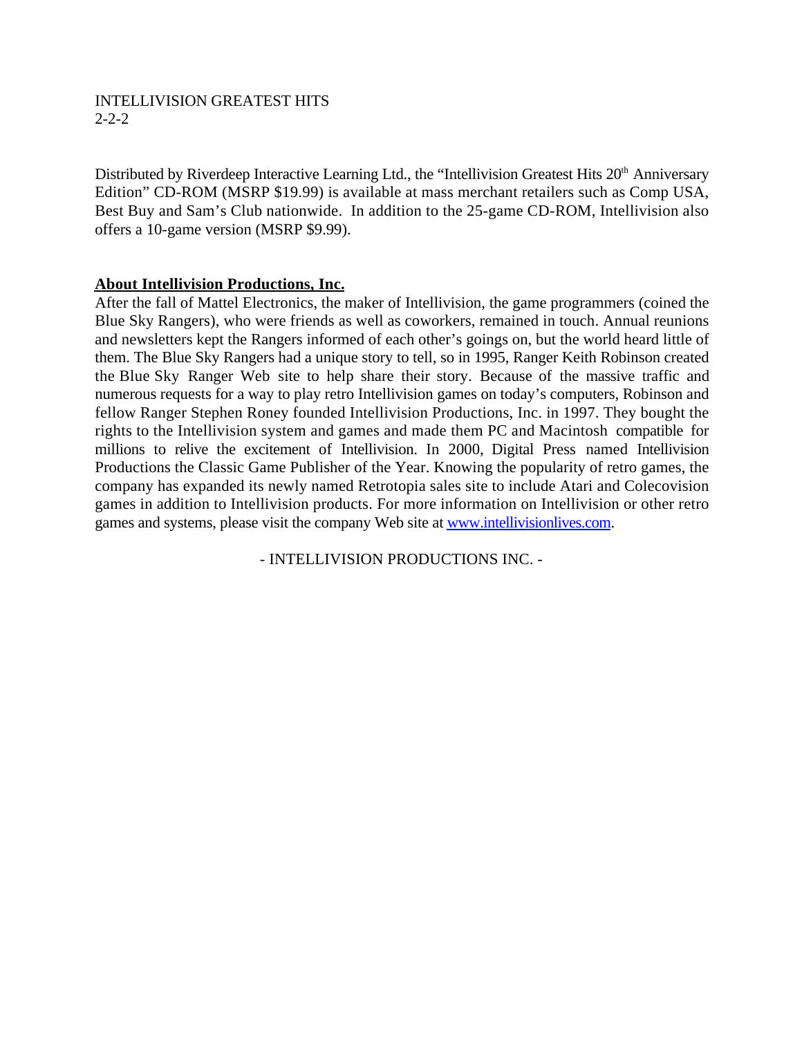INTELLIVISION GREATEST HITS
2-2-2

Distributed by Riverdeep Interactive Learning Ltd., the "Intellivision Greatest Hits 20th Anniversary Edition" CD-ROM (MSRP $19.99) is available at mass merchant retailers such as Comp USA, Best Buy and Sam's Club nationwide. In addition to the 25-game CD-ROM, Intellivision also offers a 10-game version (MSRP $9.99).

**About Intellivision Productions, Inc.**

After the fall of Mattel Electronics, the maker of Intellivision, the game programmers (coined the Blue Sky Rangers), who were friends as well as coworkers, remained in touch. Annual reunions and newsletters kept the Rangers informed of each other's goings on, but the world heard little of them. The Blue Sky Rangers had a unique story to tell, so in 1995, Ranger Keith Robinson created the Blue Sky Ranger Web site to help share their story. Because of the massive traffic and numerous requests for a way to play retro Intellivision games on today's computers, Robinson and fellow Ranger Stephen Roney founded Intellivision Productions, Inc. in 1997. They bought the rights to the Intellivision system and games and made them PC and Macintosh compatible for millions to relive the excitement of Intellivision. In 2000, Digital Press named Intellivision Productions the Classic Game Publisher of the Year. Knowing the popularity of retro games, the company has expanded its newly named Retrotopia sales site to include Atari and Colecovision games in addition to Intellivision products. For more information on Intellivision or other retro games and systems, please visit the company Web site at www.intellivisionlives.com.

\- INTELLIVISION PRODUCTIONS INC. -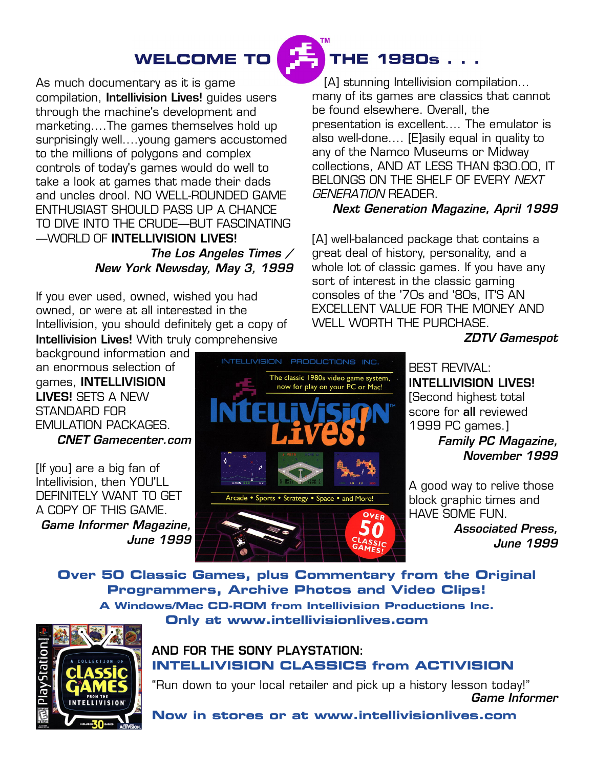# WELCOME TO THE 1980s . . .

As much documentary as it is game compilation, **Intellivision Lives!** guides users through the machine's development and marketing....The games themselves hold up surprisingly well....young gamers accustomed to the millions of polygons and complex controls of today's games would do well to take a look at games that made their dads and uncles drool. NO WELL-ROUNDED GAME ENTHUSIAST SHOULD PASS UP A CHANCE TO DIVE INTO THE CRUDE—BUT FASCINATING—WORLD OF **INTELLIVISION LIVES!**

***The Los Angeles Times / New York Newsday, May 3, 1999***

If you ever used, owned, wished you had owned, or were at all interested in the Intellivision, you should definitely get a copy of **Intellivision Lives!** With truly comprehensive background information and an enormous selection of games, **INTELLIVISION LIVES!** SETS A NEW STANDARD FOR EMULATION PACKAGES.

***CNET Gamecenter.com***

[If you] are a big fan of Intellivision, then YOU'LL DEFINITELY WANT TO GET A COPY OF THIS GAME.

***Game Informer Magazine, June 1999***

[A] stunning Intellivision compilation... many of its games are classics that cannot be found elsewhere. Overall, the presentation is excellent.... The emulator is also well-done.... [E]asily equal in quality to any of the Namco Museums or Midway collections, AND AT LESS THAN $30.00, IT BELONGS ON THE SHELF OF EVERY *NEXT GENERATION* READER.

***Next Generation Magazine, April 1999***

[A] well-balanced package that contains a great deal of history, personality, and a whole lot of classic games. If you have any sort of interest in the classic gaming consoles of the '70s and '80s, IT'S AN EXCELLENT VALUE FOR THE MONEY AND WELL WORTH THE PURCHASE.

***ZDTV Gamespot***

INTELLIVISION PRODUCTIONS INC.

The classic 1980s video game system, now for play on your PC or Mac!

INTELLIVISION™ Lives!

Arcade • Sports • Strategy • Space • and More!

OVER 50 CLASSIC GAMES!

BEST REVIVAL: **INTELLIVISION LIVES!** [Second highest total score for **all** reviewed 1999 PC games.]

***Family PC Magazine, November 1999***

A good way to relive those block graphic times and HAVE SOME FUN.

***Associated Press, June 1999***

**Over 50 Classic Games, plus Commentary from the Original Programmers, Archive Photos and Video Clips!**

**A Windows/Mac CD-ROM from Intellivision Productions Inc.**

**Only at www.intellivisionlives.com**

PlayStation — A COLLECTION OF CLASSIC GAMES FROM THE INTELLIVISION — INCLUDES 30 GAMES — ACTIVISION

AND FOR THE SONY PLAYSTATION:
**INTELLIVISION CLASSICS from ACTIVISION**

"Run down to your local retailer and pick up a history lesson today!"

***Game Informer***

**Now in stores or at www.intellivisionlives.com**